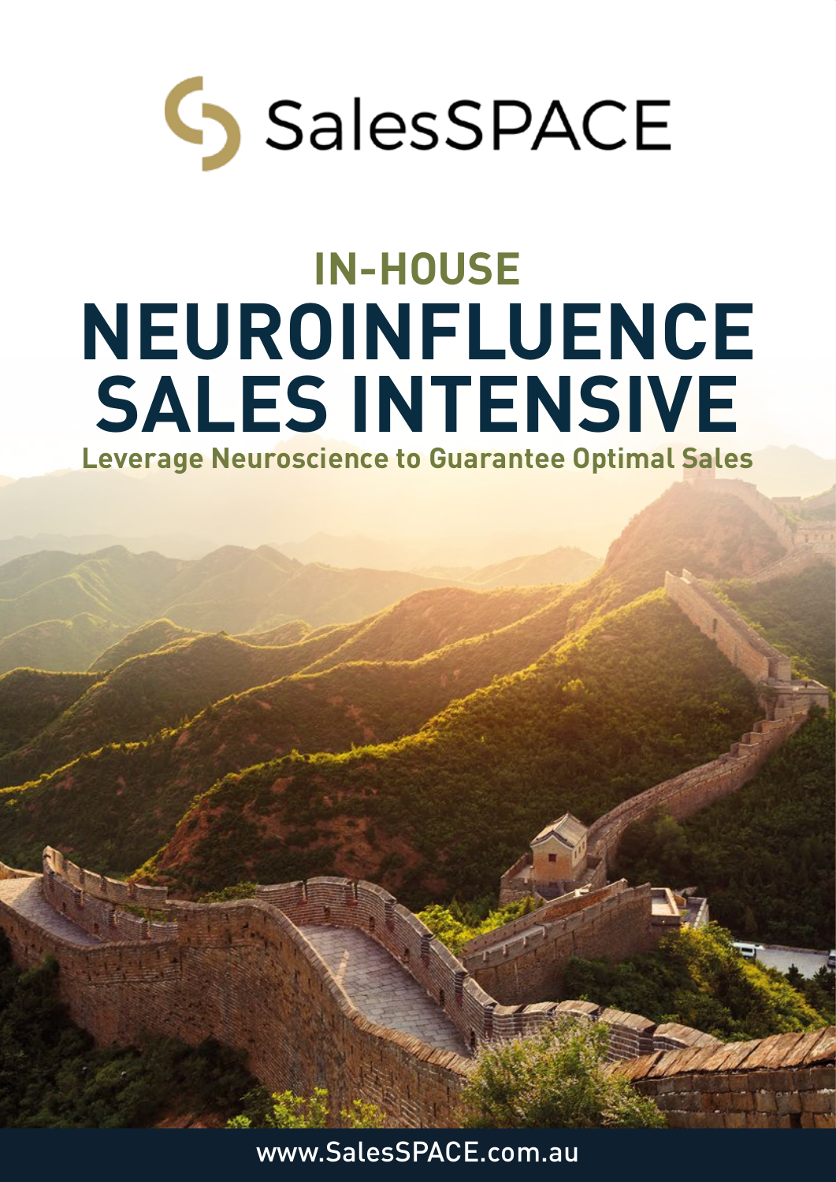SalesSPACE

## IN-HOUSE

# NEUROINFLUENCE SALES INTENSIVE

**Leverage Neuroscience to Guarantee Optimal Sales**

www.SalesSPACE.com.au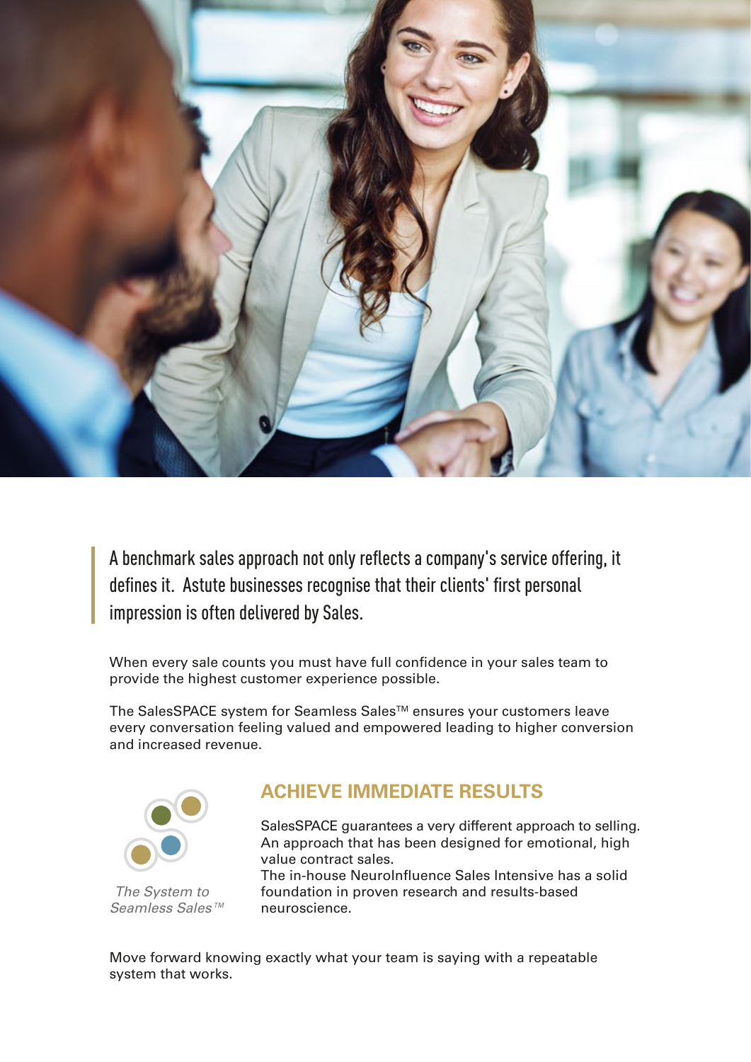> A benchmark sales approach not only reflects a company's service offering, it defines it. Astute businesses recognise that their clients' first personal impression is often delivered by Sales.

When every sale counts you must have full confidence in your sales team to provide the highest customer experience possible.

The SalesSPACE system for Seamless Sales™ ensures your customers leave every conversation feeling valued and empowered leading to higher conversion and increased revenue.

*The System to Seamless Sales™*

## ACHIEVE IMMEDIATE RESULTS

SalesSPACE guarantees a very different approach to selling. An approach that has been designed for emotional, high value contract sales.
The in-house NeuroInfluence Sales Intensive has a solid foundation in proven research and results-based neuroscience.

Move forward knowing exactly what your team is saying with a repeatable system that works.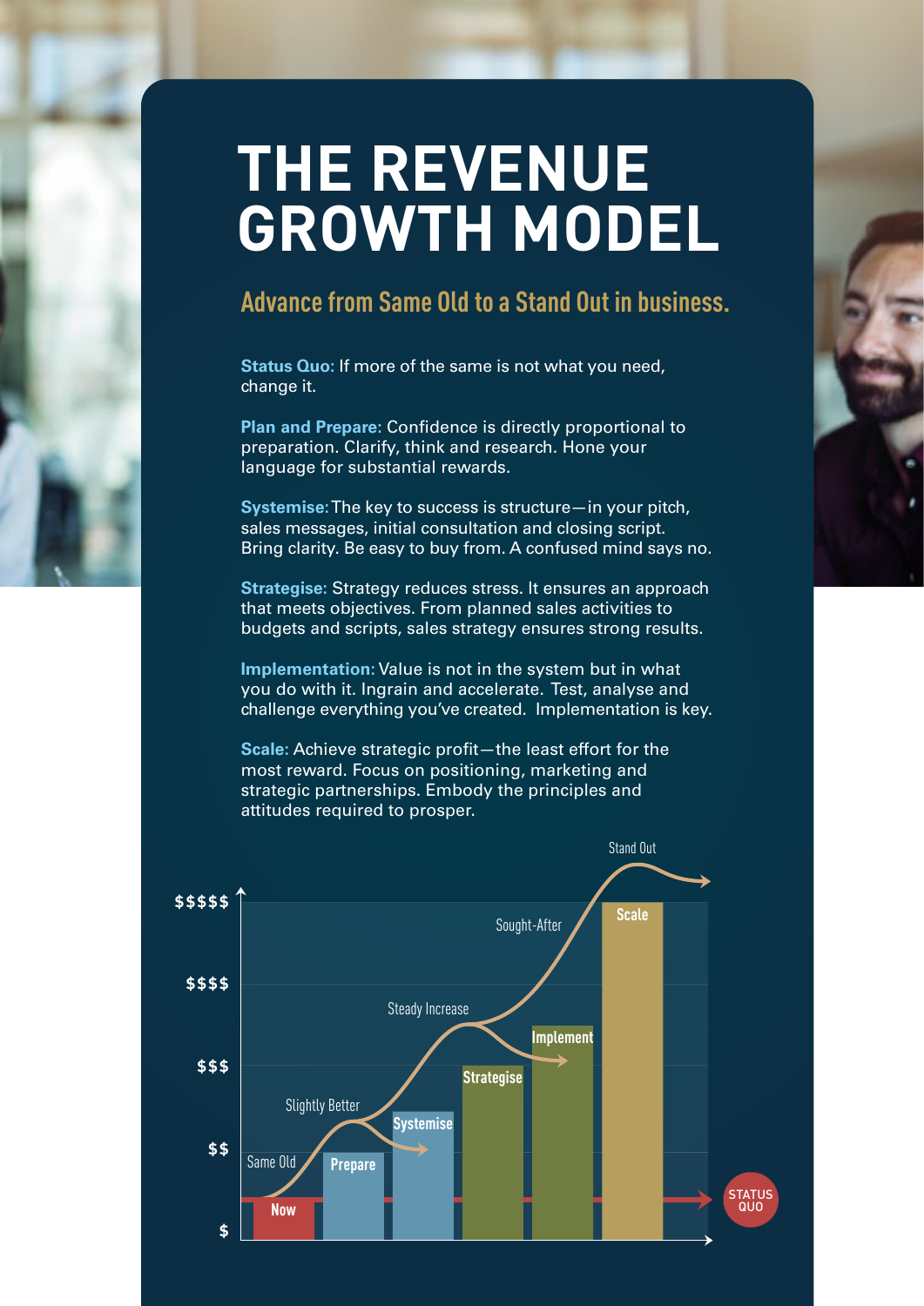# THE REVENUE GROWTH MODEL

## Advance from Same Old to a Stand Out in business.

**Status Quo:** If more of the same is not what you need, change it.

**Plan and Prepare:** Confidence is directly proportional to preparation. Clarify, think and research. Hone your language for substantial rewards.

**Systemise:** The key to success is structure—in your pitch, sales messages, initial consultation and closing script. Bring clarity. Be easy to buy from. A confused mind says no.

**Strategise:** Strategy reduces stress. It ensures an approach that meets objectives. From planned sales activities to budgets and scripts, sales strategy ensures strong results.

**Implementation:** Value is not in the system but in what you do with it. Ingrain and accelerate. Test, analyse and challenge everything you've created. Implementation is key.

**Scale:** Achieve strategic profit—the least effort for the most reward. Focus on positioning, marketing and strategic partnerships. Embody the principles and attitudes required to prosper.

$\$\$\$\$\$$ / $\$\$\$\$$ / $\$\$\$$ / $\$\$$ / $\$$

Now — Same Old
Prepare — Slightly Better
Systemise
Strategise — Steady Increase
Implement — Sought-After
Scale — Stand Out

STATUS QUO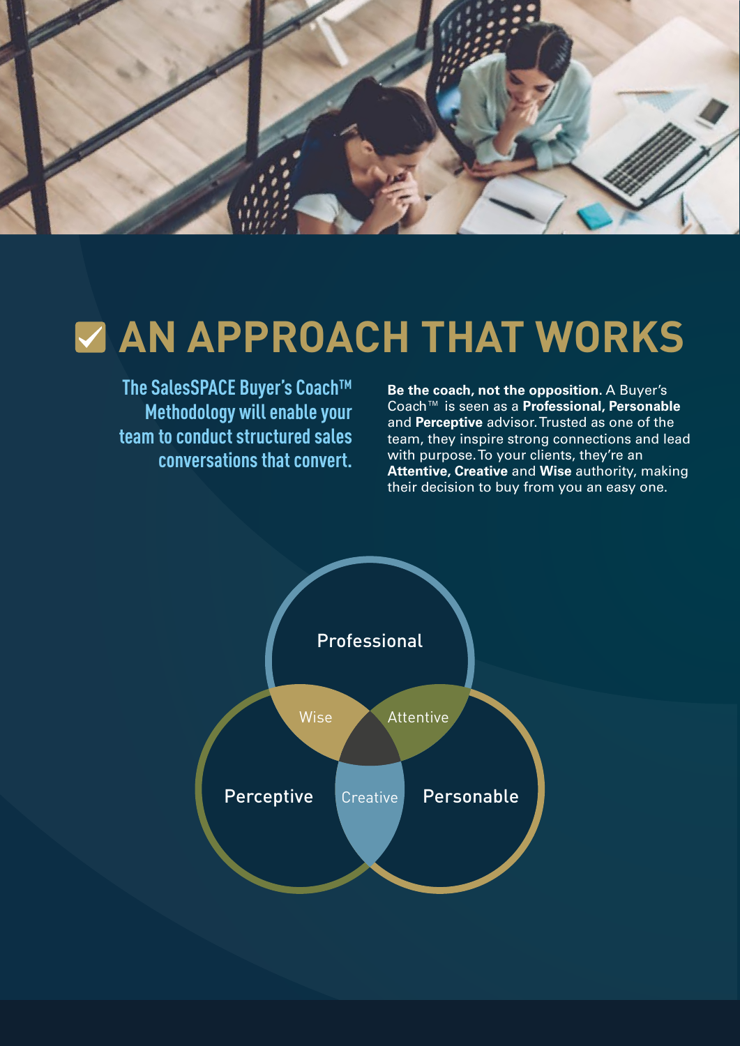# ☑ AN APPROACH THAT WORKS

**The SalesSPACE Buyer's Coach™ Methodology will enable your team to conduct structured sales conversations that convert.**

**Be the coach, not the opposition**. A Buyer's Coach™ is seen as a **Professional, Personable** and **Perceptive** advisor. Trusted as one of the team, they inspire strong connections and lead with purpose. To your clients, they're an **Attentive, Creative** and **Wise** authority, making their decision to buy from you an easy one.

Professional

Wise

Attentive

Perceptive

Creative

Personable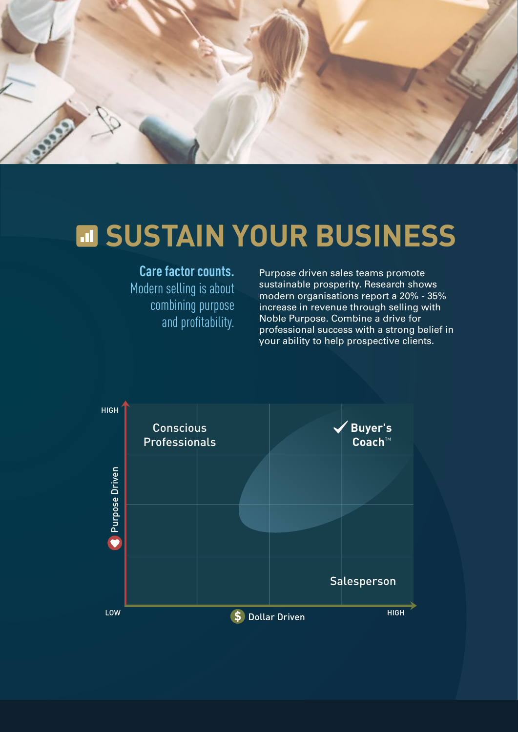# SUSTAIN YOUR BUSINESS

**Care factor counts.**
Modern selling is about combining purpose and profitability.

Purpose driven sales teams promote sustainable prosperity. Research shows modern organisations report a 20% - 35% increase in revenue through selling with Noble Purpose. Combine a drive for professional success with a strong belief in your ability to help prospective clients.

HIGH

Conscious Professionals

✔ Buyer's Coach™

Purpose Driven

Salesperson

LOW

Dollar Driven

HIGH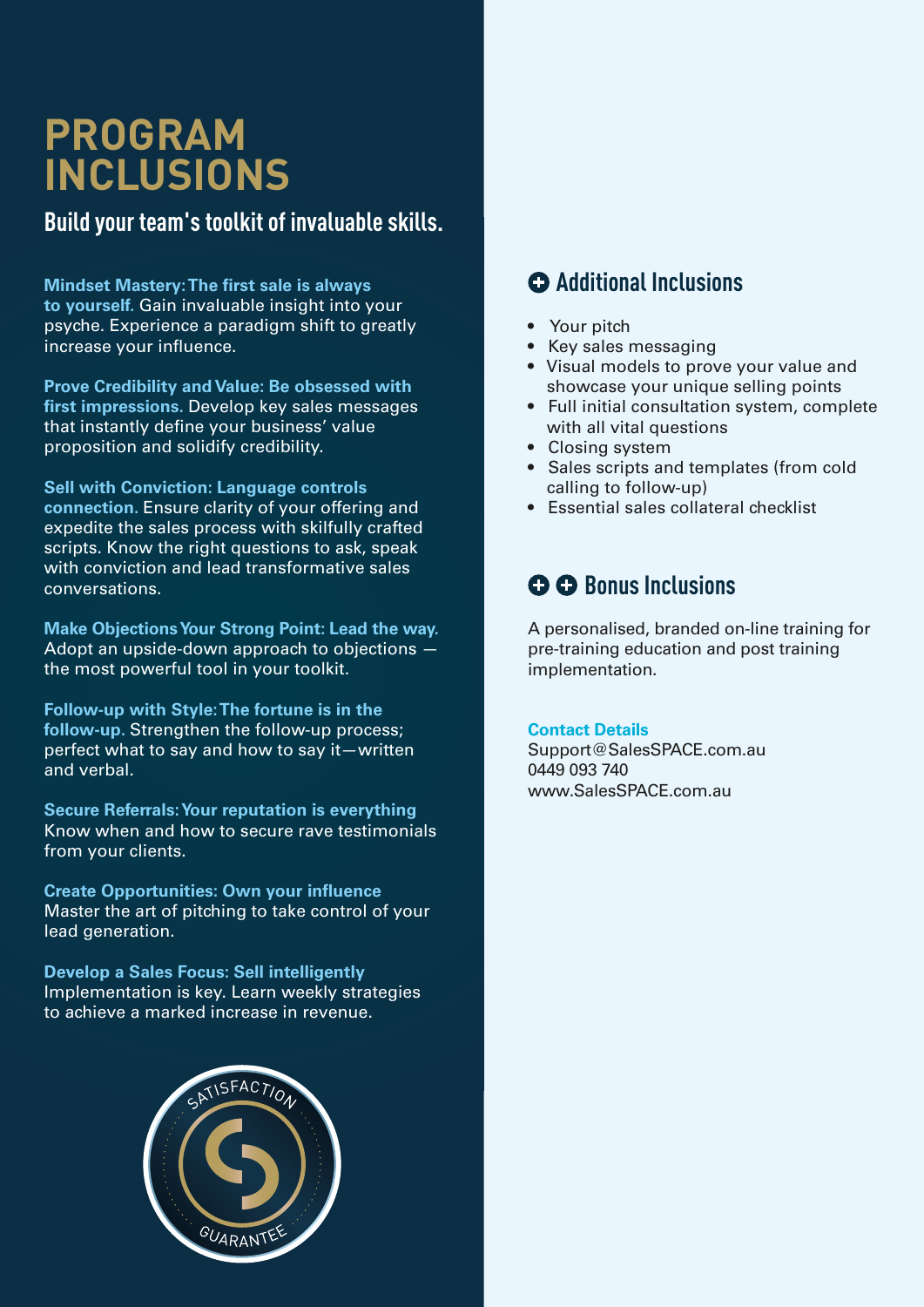# PROGRAM INCLUSIONS

## Build your team's toolkit of invaluable skills.

**Mindset Mastery: The first sale is always to yourself.** Gain invaluable insight into your psyche. Experience a paradigm shift to greatly increase your influence.

**Prove Credibility and Value: Be obsessed with first impressions.** Develop key sales messages that instantly define your business' value proposition and solidify credibility.

**Sell with Conviction: Language controls connection.** Ensure clarity of your offering and expedite the sales process with skilfully crafted scripts. Know the right questions to ask, speak with conviction and lead transformative sales conversations.

**Make Objections Your Strong Point: Lead the way.** Adopt an upside-down approach to objections — the most powerful tool in your toolkit.

**Follow-up with Style: The fortune is in the follow-up.** Strengthen the follow-up process; perfect what to say and how to say it—written and verbal.

**Secure Referrals: Your reputation is everything** Know when and how to secure rave testimonials from your clients.

**Create Opportunities: Own your influence** Master the art of pitching to take control of your lead generation.

**Develop a Sales Focus: Sell intelligently** Implementation is key. Learn weekly strategies to achieve a marked increase in revenue.

SATISFACTION GUARANTEE

### Additional Inclusions

- Your pitch
- Key sales messaging
- Visual models to prove your value and showcase your unique selling points
- Full initial consultation system, complete with all vital questions
- Closing system
- Sales scripts and templates (from cold calling to follow-up)
- Essential sales collateral checklist

### Bonus Inclusions

A personalised, branded on-line training for pre-training education and post training implementation.

**Contact Details**
Support@SalesSPACE.com.au
0449 093 740
www.SalesSPACE.com.au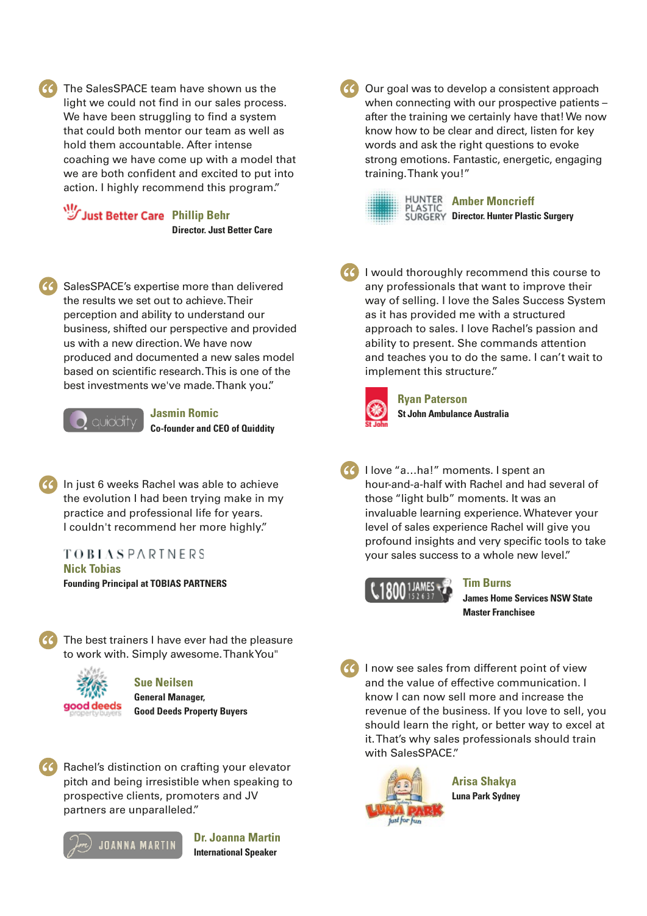The SalesSPACE team have shown us the light we could not find in our sales process. We have been struggling to find a system that could both mentor our team as well as hold them accountable. After intense coaching we have come up with a model that we are both confident and excited to put into action. I highly recommend this program."

Just Better Care **Phillip Behr**
**Director. Just Better Care**

SalesSPACE's expertise more than delivered the results we set out to achieve. Their perception and ability to understand our business, shifted our perspective and provided us with a new direction. We have now produced and documented a new sales model based on scientific research. This is one of the best investments we've made. Thank you."

quiddity **Jasmin Romic**
**Co-founder and CEO of Quiddity**

In just 6 weeks Rachel was able to achieve the evolution I had been trying make in my practice and professional life for years. I couldn't recommend her more highly."

TOBIAS PARTNERS
**Nick Tobias**
**Founding Principal at TOBIAS PARTNERS**

The best trainers I have ever had the pleasure to work with. Simply awesome. Thank You"

good deeds property buyers **Sue Neilsen**
**General Manager,**
**Good Deeds Property Buyers**

Rachel's distinction on crafting your elevator pitch and being irresistible when speaking to prospective clients, promoters and JV partners are unparalleled."

JOANNA MARTIN **Dr. Joanna Martin**
**International Speaker**

Our goal was to develop a consistent approach when connecting with our prospective patients – after the training we certainly have that! We now know how to be clear and direct, listen for key words and ask the right questions to evoke strong emotions. Fantastic, energetic, engaging training. Thank you!"

HUNTER PLASTIC SURGERY **Amber Moncrieff**
**Director. Hunter Plastic Surgery**

I would thoroughly recommend this course to any professionals that want to improve their way of selling. I love the Sales Success System as it has provided me with a structured approach to sales. I love Rachel's passion and ability to present. She commands attention and teaches you to do the same. I can't wait to implement this structure."

St John **Ryan Paterson**
**St John Ambulance Australia**

I love "a…ha!" moments. I spent an hour-and-a-half with Rachel and had several of those "light bulb" moments. It was an invaluable learning experience. Whatever your level of sales experience Rachel will give you profound insights and very specific tools to take your sales success to a whole new level."

1800 1JAMES 152637 **Tim Burns**
**James Home Services NSW State Master Franchisee**

I now see sales from different point of view and the value of effective communication. I know I can now sell more and increase the revenue of the business. If you love to sell, you should learn the right, or better way to excel at it. That's why sales professionals should train with SalesSPACE."

LUNA PARK just for fun **Arisa Shakya**
**Luna Park Sydney**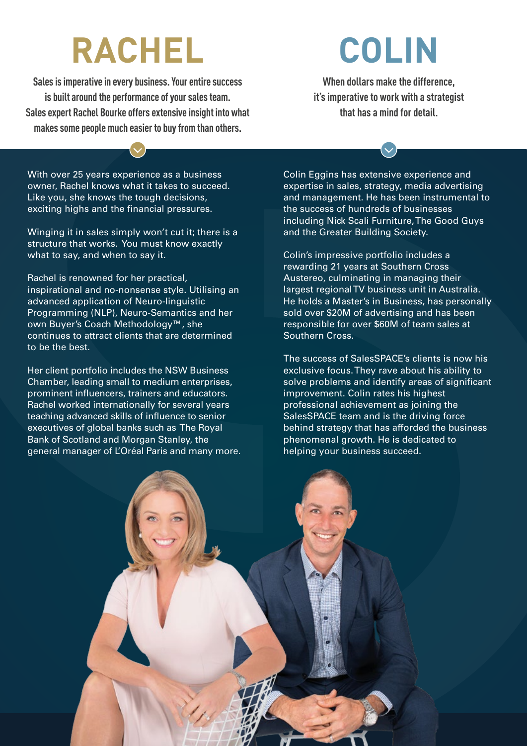# RACHEL

**Sales is imperative in every business. Your entire success is built around the performance of your sales team. Sales expert Rachel Bourke offers extensive insight into what makes some people much easier to buy from than others.**

With over 25 years experience as a business owner, Rachel knows what it takes to succeed. Like you, she knows the tough decisions, exciting highs and the financial pressures.

Winging it in sales simply won't cut it; there is a structure that works. You must know exactly what to say, and when to say it.

Rachel is renowned for her practical, inspirational and no-nonsense style. Utilising an advanced application of Neuro-linguistic Programming (NLP), Neuro-Semantics and her own Buyer's Coach Methodology™, she continues to attract clients that are determined to be the best.

Her client portfolio includes the NSW Business Chamber, leading small to medium enterprises, prominent influencers, trainers and educators. Rachel worked internationally for several years teaching advanced skills of influence to senior executives of global banks such as The Royal Bank of Scotland and Morgan Stanley, the general manager of L'Oréal Paris and many more.

# COLIN

**When dollars make the difference, it's imperative to work with a strategist that has a mind for detail.**

Colin Eggins has extensive experience and expertise in sales, strategy, media advertising and management. He has been instrumental to the success of hundreds of businesses including Nick Scali Furniture, The Good Guys and the Greater Building Society.

Colin's impressive portfolio includes a rewarding 21 years at Southern Cross Austereo, culminating in managing their largest regional TV business unit in Australia. He holds a Master's in Business, has personally sold over $20M of advertising and has been responsible for over $60M of team sales at Southern Cross.

The success of SalesSPACE's clients is now his exclusive focus. They rave about his ability to solve problems and identify areas of significant improvement. Colin rates his highest professional achievement as joining the SalesSPACE team and is the driving force behind strategy that has afforded the business phenomenal growth. He is dedicated to helping your business succeed.